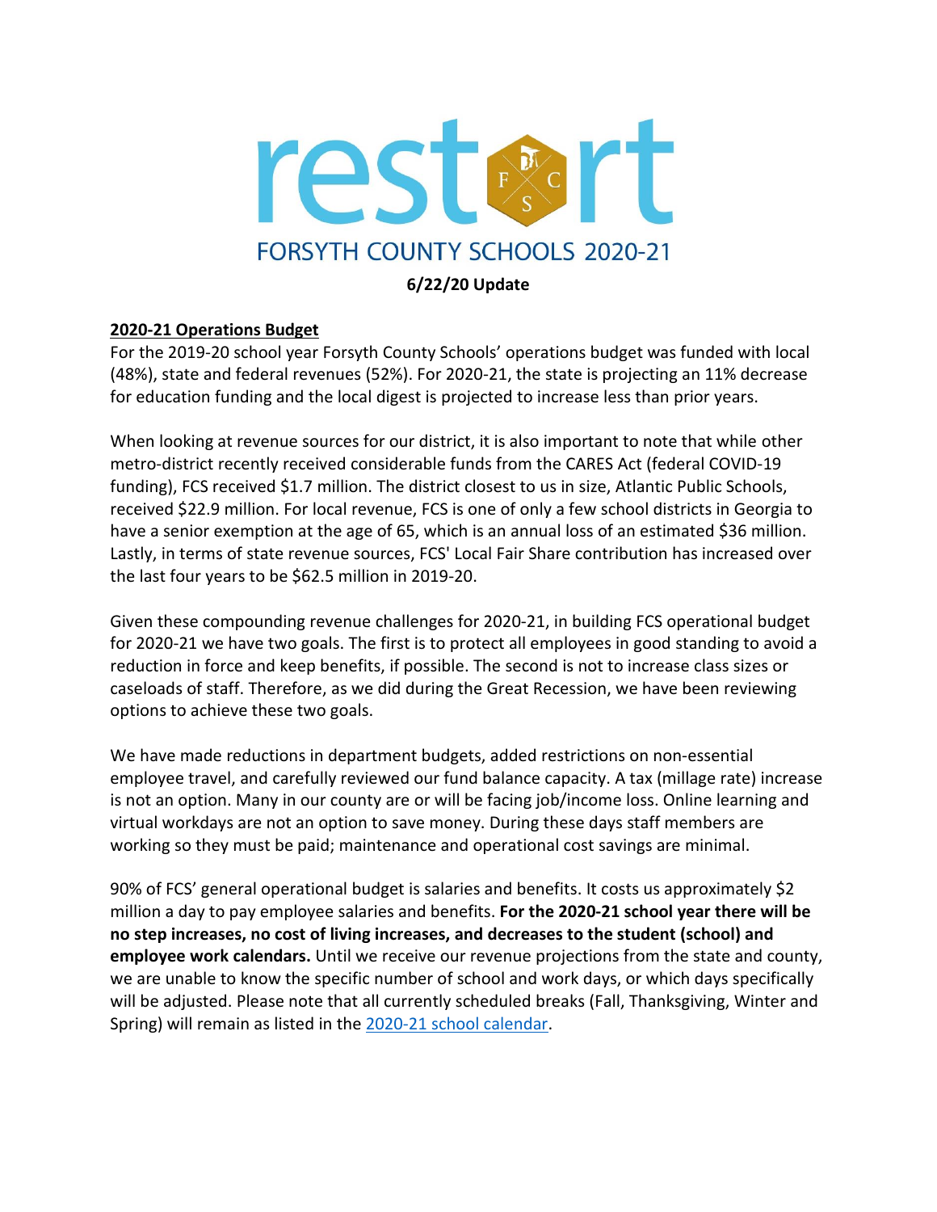# restart

## FORSYTH COUNTY SCHOOLS 2020-21

**6/22/20 Update**

**2020-21 Operations Budget**

For the 2019-20 school year Forsyth County Schools' operations budget was funded with local (48%), state and federal revenues (52%). For 2020-21, the state is projecting an 11% decrease for education funding and the local digest is projected to increase less than prior years.

When looking at revenue sources for our district, it is also important to note that while other metro-district recently received considerable funds from the CARES Act (federal COVID-19 funding), FCS received $1.7 million. The district closest to us in size, Atlantic Public Schools, received $22.9 million. For local revenue, FCS is one of only a few school districts in Georgia to have a senior exemption at the age of 65, which is an annual loss of an estimated $36 million. Lastly, in terms of state revenue sources, FCS' Local Fair Share contribution has increased over the last four years to be $62.5 million in 2019-20.

Given these compounding revenue challenges for 2020-21, in building FCS operational budget for 2020-21 we have two goals. The first is to protect all employees in good standing to avoid a reduction in force and keep benefits, if possible. The second is not to increase class sizes or caseloads of staff. Therefore, as we did during the Great Recession, we have been reviewing options to achieve these two goals.

We have made reductions in department budgets, added restrictions on non-essential employee travel, and carefully reviewed our fund balance capacity. A tax (millage rate) increase is not an option. Many in our county are or will be facing job/income loss. Online learning and virtual workdays are not an option to save money. During these days staff members are working so they must be paid; maintenance and operational cost savings are minimal.

90% of FCS' general operational budget is salaries and benefits. It costs us approximately $2 million a day to pay employee salaries and benefits. **For the 2020-21 school year there will be no step increases, no cost of living increases, and decreases to the student (school) and employee work calendars.** Until we receive our revenue projections from the state and county, we are unable to know the specific number of school and work days, or which days specifically will be adjusted. Please note that all currently scheduled breaks (Fall, Thanksgiving, Winter and Spring) will remain as listed in the 2020-21 school calendar.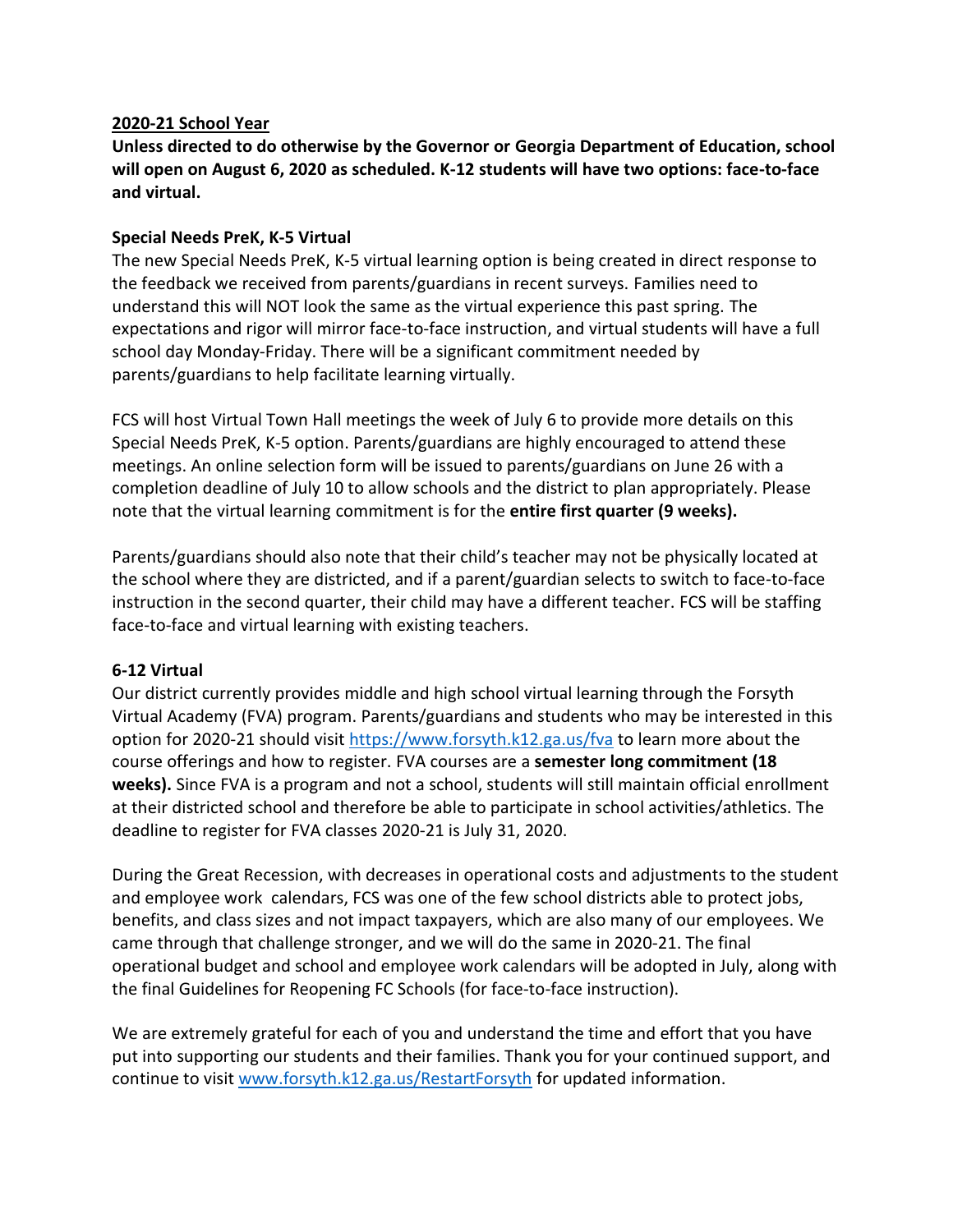**2020-21 School Year**

**Unless directed to do otherwise by the Governor or Georgia Department of Education, school will open on August 6, 2020 as scheduled. K-12 students will have two options: face-to-face and virtual.**

**Special Needs PreK, K-5 Virtual**

The new Special Needs PreK, K-5 virtual learning option is being created in direct response to the feedback we received from parents/guardians in recent surveys. Families need to understand this will NOT look the same as the virtual experience this past spring. The expectations and rigor will mirror face-to-face instruction, and virtual students will have a full school day Monday-Friday. There will be a significant commitment needed by parents/guardians to help facilitate learning virtually.

FCS will host Virtual Town Hall meetings the week of July 6 to provide more details on this Special Needs PreK, K-5 option. Parents/guardians are highly encouraged to attend these meetings. An online selection form will be issued to parents/guardians on June 26 with a completion deadline of July 10 to allow schools and the district to plan appropriately. Please note that the virtual learning commitment is for the **entire first quarter (9 weeks).**

Parents/guardians should also note that their child's teacher may not be physically located at the school where they are districted, and if a parent/guardian selects to switch to face-to-face instruction in the second quarter, their child may have a different teacher. FCS will be staffing face-to-face and virtual learning with existing teachers.

**6-12 Virtual**

Our district currently provides middle and high school virtual learning through the Forsyth Virtual Academy (FVA) program. Parents/guardians and students who may be interested in this option for 2020-21 should visit [https://www.forsyth.k12.ga.us/fva](https://www.forsyth.k12.ga.us/fva) to learn more about the course offerings and how to register. FVA courses are a **semester long commitment (18 weeks).** Since FVA is a program and not a school, students will still maintain official enrollment at their districted school and therefore be able to participate in school activities/athletics. The deadline to register for FVA classes 2020-21 is July 31, 2020.

During the Great Recession, with decreases in operational costs and adjustments to the student and employee work calendars, FCS was one of the few school districts able to protect jobs, benefits, and class sizes and not impact taxpayers, which are also many of our employees. We came through that challenge stronger, and we will do the same in 2020-21. The final operational budget and school and employee work calendars will be adopted in July, along with the final Guidelines for Reopening FC Schools (for face-to-face instruction).

We are extremely grateful for each of you and understand the time and effort that you have put into supporting our students and their families. Thank you for your continued support, and continue to visit [www.forsyth.k12.ga.us/RestartForsyth](www.forsyth.k12.ga.us/RestartForsyth) for updated information.